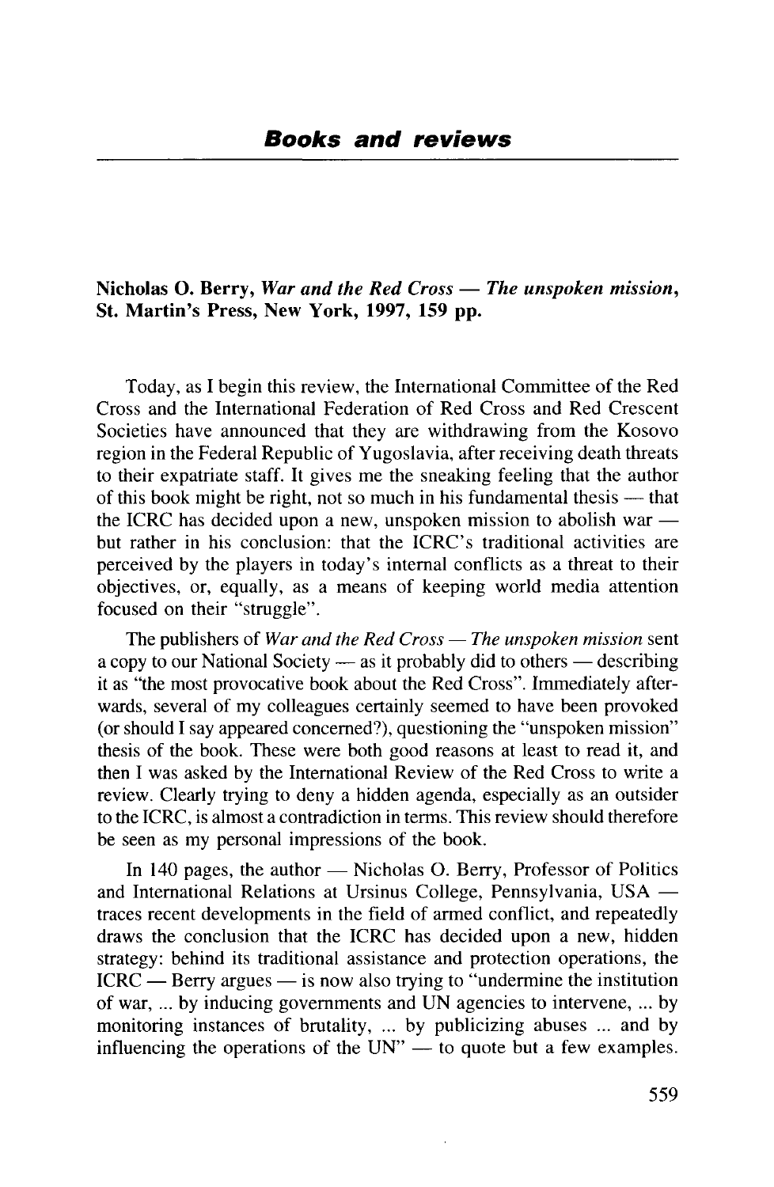# Books and reviews

**Nicholas O. Berry, *War and the Red Cross — The unspoken mission*, St. Martin's Press, New York, 1997, 159 pp.**

Today, as I begin this review, the International Committee of the Red Cross and the International Federation of Red Cross and Red Crescent Societies have announced that they are withdrawing from the Kosovo region in the Federal Republic of Yugoslavia, after receiving death threats to their expatriate staff. It gives me the sneaking feeling that the author of this book might be right, not so much in his fundamental thesis — that the ICRC has decided upon a new, unspoken mission to abolish war — but rather in his conclusion: that the ICRC's traditional activities are perceived by the players in today's internal conflicts as a threat to their objectives, or, equally, as a means of keeping world media attention focused on their "struggle".

The publishers of *War and the Red Cross — The unspoken mission* sent a copy to our National Society — as it probably did to others — describing it as "the most provocative book about the Red Cross". Immediately afterwards, several of my colleagues certainly seemed to have been provoked (or should I say appeared concerned?), questioning the "unspoken mission" thesis of the book. These were both good reasons at least to read it, and then I was asked by the International Review of the Red Cross to write a review. Clearly trying to deny a hidden agenda, especially as an outsider to the ICRC, is almost a contradiction in terms. This review should therefore be seen as my personal impressions of the book.

In 140 pages, the author — Nicholas O. Berry, Professor of Politics and International Relations at Ursinus College, Pennsylvania, USA — traces recent developments in the field of armed conflict, and repeatedly draws the conclusion that the ICRC has decided upon a new, hidden strategy: behind its traditional assistance and protection operations, the ICRC — Berry argues — is now also trying to "undermine the institution of war, ... by inducing governments and UN agencies to intervene, ... by monitoring instances of brutality, ... by publicizing abuses ... and by influencing the operations of the UN" — to quote but a few examples.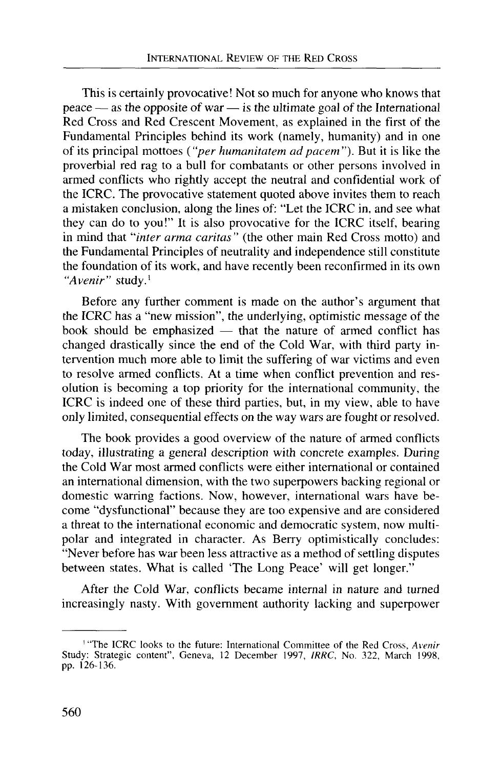This is certainly provocative! Not so much for anyone who knows that peace — as the opposite of war — is the ultimate goal of the International Red Cross and Red Crescent Movement, as explained in the first of the Fundamental Principles behind its work (namely, humanity) and in one of its principal mottoes (*"per humanitatem ad pacem"*). But it is like the proverbial red rag to a bull for combatants or other persons involved in armed conflicts who rightly accept the neutral and confidential work of the ICRC. The provocative statement quoted above invites them to reach a mistaken conclusion, along the lines of: "Let the ICRC in, and see what they can do to you!" It is also provocative for the ICRC itself, bearing in mind that *"inter arma caritas"* (the other main Red Cross motto) and the Fundamental Principles of neutrality and independence still constitute the foundation of its work, and have recently been reconfirmed in its own *"Avenir"* study.[1]

Before any further comment is made on the author's argument that the ICRC has a "new mission", the underlying, optimistic message of the book should be emphasized — that the nature of armed conflict has changed drastically since the end of the Cold War, with third party intervention much more able to limit the suffering of war victims and even to resolve armed conflicts. At a time when conflict prevention and resolution is becoming a top priority for the international community, the ICRC is indeed one of these third parties, but, in my view, able to have only limited, consequential effects on the way wars are fought or resolved.

The book provides a good overview of the nature of armed conflicts today, illustrating a general description with concrete examples. During the Cold War most armed conflicts were either international or contained an international dimension, with the two superpowers backing regional or domestic warring factions. Now, however, international wars have become "dysfunctional" because they are too expensive and are considered a threat to the international economic and democratic system, now multipolar and integrated in character. As Berry optimistically concludes: "Never before has war been less attractive as a method of settling disputes between states. What is called 'The Long Peace' will get longer."

After the Cold War, conflicts became internal in nature and turned increasingly nasty. With government authority lacking and superpower

---

[1] "The ICRC looks to the future: International Committee of the Red Cross, *Avenir* Study: Strategic content", Geneva, 12 December 1997, *IRRC*, No. 322, March 1998, pp. 126-136.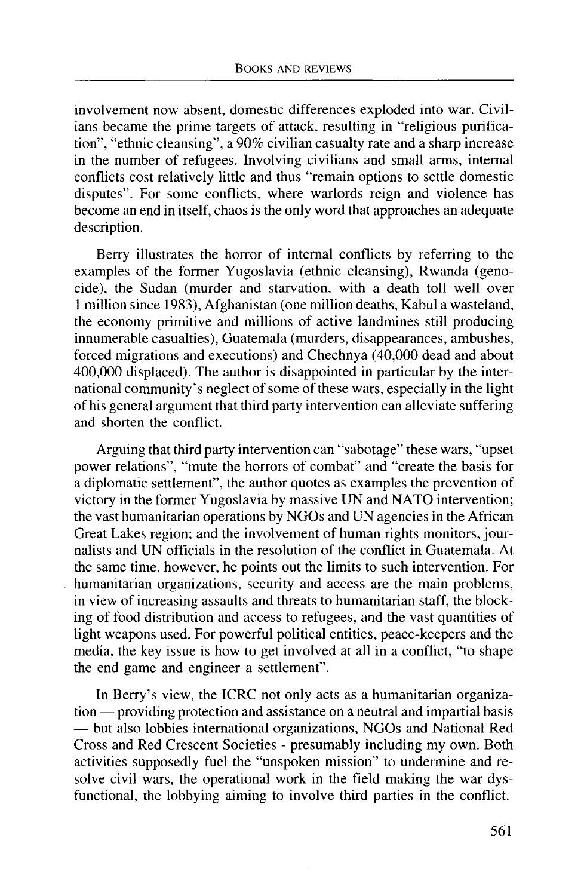involvement now absent, domestic differences exploded into war. Civilians became the prime targets of attack, resulting in "religious purification", "ethnic cleansing", a 90% civilian casualty rate and a sharp increase in the number of refugees. Involving civilians and small arms, internal conflicts cost relatively little and thus "remain options to settle domestic disputes". For some conflicts, where warlords reign and violence has become an end in itself, chaos is the only word that approaches an adequate description.

Berry illustrates the horror of internal conflicts by referring to the examples of the former Yugoslavia (ethnic cleansing), Rwanda (genocide), the Sudan (murder and starvation, with a death toll well over 1 million since 1983), Afghanistan (one million deaths, Kabul a wasteland, the economy primitive and millions of active landmines still producing innumerable casualties), Guatemala (murders, disappearances, ambushes, forced migrations and executions) and Chechnya (40,000 dead and about 400,000 displaced). The author is disappointed in particular by the international community's neglect of some of these wars, especially in the light of his general argument that third party intervention can alleviate suffering and shorten the conflict.

Arguing that third party intervention can "sabotage" these wars, "upset power relations", "mute the horrors of combat" and "create the basis for a diplomatic settlement", the author quotes as examples the prevention of victory in the former Yugoslavia by massive UN and NATO intervention; the vast humanitarian operations by NGOs and UN agencies in the African Great Lakes region; and the involvement of human rights monitors, journalists and UN officials in the resolution of the conflict in Guatemala. At the same time, however, he points out the limits to such intervention. For humanitarian organizations, security and access are the main problems, in view of increasing assaults and threats to humanitarian staff, the blocking of food distribution and access to refugees, and the vast quantities of light weapons used. For powerful political entities, peace-keepers and the media, the key issue is how to get involved at all in a conflict, "to shape the end game and engineer a settlement".

In Berry's view, the ICRC not only acts as a humanitarian organization — providing protection and assistance on a neutral and impartial basis — but also lobbies international organizations, NGOs and National Red Cross and Red Crescent Societies - presumably including my own. Both activities supposedly fuel the "unspoken mission" to undermine and resolve civil wars, the operational work in the field making the war dysfunctional, the lobbying aiming to involve third parties in the conflict.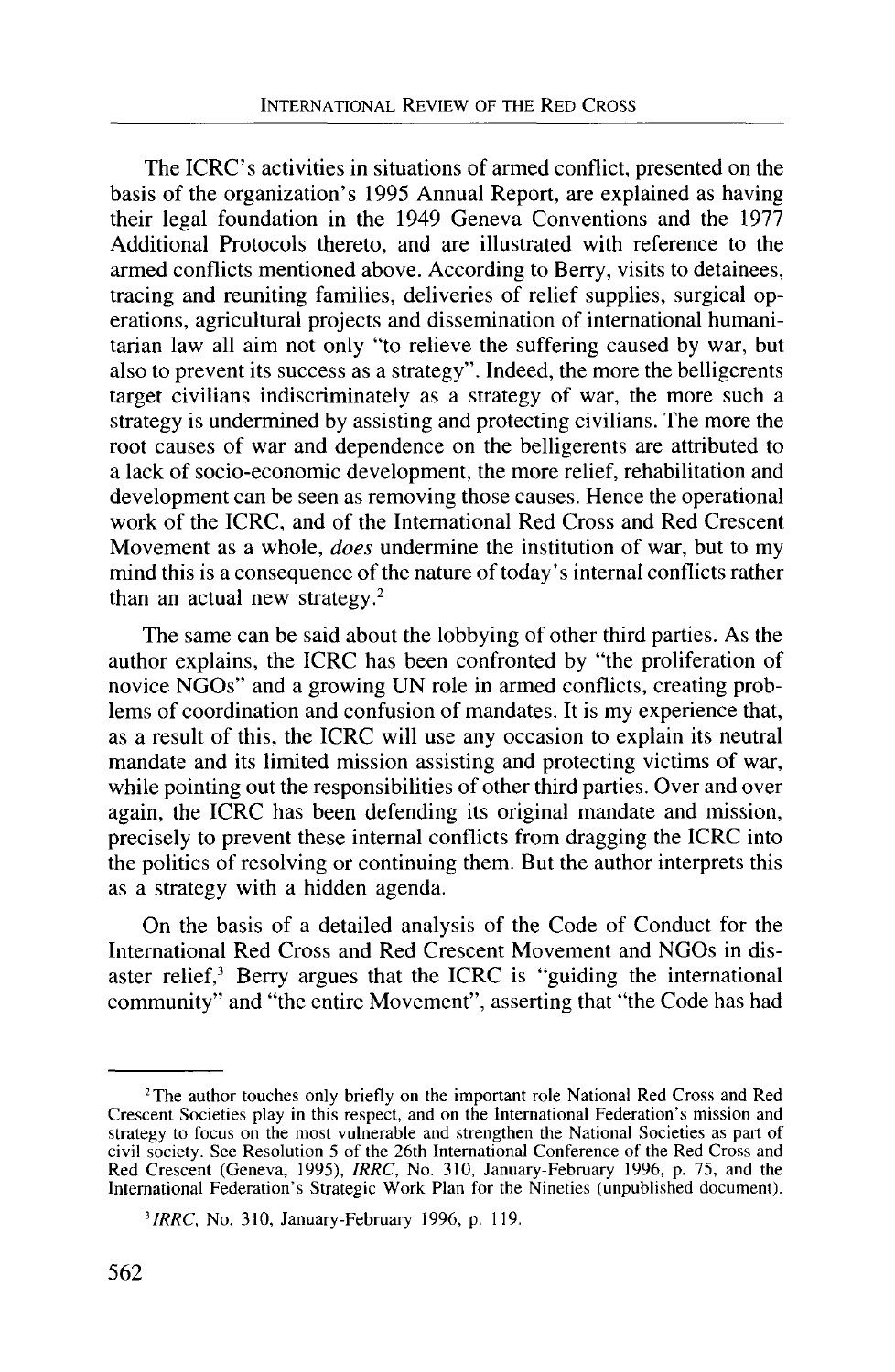The ICRC's activities in situations of armed conflict, presented on the basis of the organization's 1995 Annual Report, are explained as having their legal foundation in the 1949 Geneva Conventions and the 1977 Additional Protocols thereto, and are illustrated with reference to the armed conflicts mentioned above. According to Berry, visits to detainees, tracing and reuniting families, deliveries of relief supplies, surgical operations, agricultural projects and dissemination of international humanitarian law all aim not only "to relieve the suffering caused by war, but also to prevent its success as a strategy". Indeed, the more the belligerents target civilians indiscriminately as a strategy of war, the more such a strategy is undermined by assisting and protecting civilians. The more the root causes of war and dependence on the belligerents are attributed to a lack of socio-economic development, the more relief, rehabilitation and development can be seen as removing those causes. Hence the operational work of the ICRC, and of the International Red Cross and Red Crescent Movement as a whole, *does* undermine the institution of war, but to my mind this is a consequence of the nature of today's internal conflicts rather than an actual new strategy.[2]

The same can be said about the lobbying of other third parties. As the author explains, the ICRC has been confronted by "the proliferation of novice NGOs" and a growing UN role in armed conflicts, creating problems of coordination and confusion of mandates. It is my experience that, as a result of this, the ICRC will use any occasion to explain its neutral mandate and its limited mission assisting and protecting victims of war, while pointing out the responsibilities of other third parties. Over and over again, the ICRC has been defending its original mandate and mission, precisely to prevent these internal conflicts from dragging the ICRC into the politics of resolving or continuing them. But the author interprets this as a strategy with a hidden agenda.

On the basis of a detailed analysis of the Code of Conduct for the International Red Cross and Red Crescent Movement and NGOs in disaster relief,[3] Berry argues that the ICRC is "guiding the international community" and "the entire Movement", asserting that "the Code has had

---

[2] The author touches only briefly on the important role National Red Cross and Red Crescent Societies play in this respect, and on the International Federation's mission and strategy to focus on the most vulnerable and strengthen the National Societies as part of civil society. See Resolution 5 of the 26th International Conference of the Red Cross and Red Crescent (Geneva, 1995), *IRRC*, No. 310, January-February 1996, p. 75, and the International Federation's Strategic Work Plan for the Nineties (unpublished document).

[3] *IRRC*, No. 310, January-February 1996, p. 119.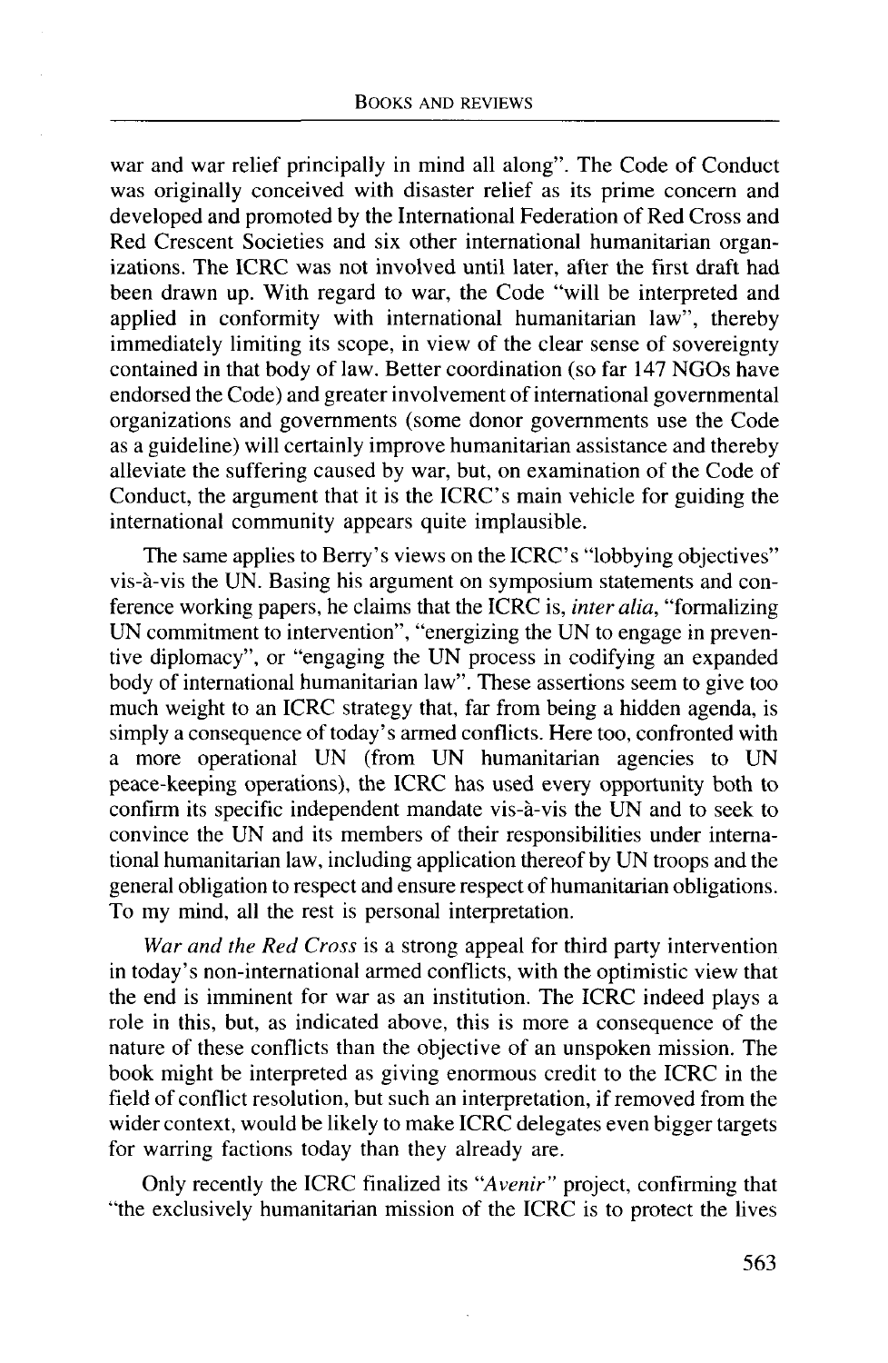war and war relief principally in mind all along". The Code of Conduct was originally conceived with disaster relief as its prime concern and developed and promoted by the International Federation of Red Cross and Red Crescent Societies and six other international humanitarian organizations. The ICRC was not involved until later, after the first draft had been drawn up. With regard to war, the Code "will be interpreted and applied in conformity with international humanitarian law", thereby immediately limiting its scope, in view of the clear sense of sovereignty contained in that body of law. Better coordination (so far 147 NGOs have endorsed the Code) and greater involvement of international governmental organizations and governments (some donor governments use the Code as a guideline) will certainly improve humanitarian assistance and thereby alleviate the suffering caused by war, but, on examination of the Code of Conduct, the argument that it is the ICRC's main vehicle for guiding the international community appears quite implausible.

The same applies to Berry's views on the ICRC's "lobbying objectives" vis-à-vis the UN. Basing his argument on symposium statements and conference working papers, he claims that the ICRC is, *inter alia*, "formalizing UN commitment to intervention", "energizing the UN to engage in preventive diplomacy", or "engaging the UN process in codifying an expanded body of international humanitarian law". These assertions seem to give too much weight to an ICRC strategy that, far from being a hidden agenda, is simply a consequence of today's armed conflicts. Here too, confronted with a more operational UN (from UN humanitarian agencies to UN peace-keeping operations), the ICRC has used every opportunity both to confirm its specific independent mandate vis-à-vis the UN and to seek to convince the UN and its members of their responsibilities under international humanitarian law, including application thereof by UN troops and the general obligation to respect and ensure respect of humanitarian obligations. To my mind, all the rest is personal interpretation.

*War and the Red Cross* is a strong appeal for third party intervention in today's non-international armed conflicts, with the optimistic view that the end is imminent for war as an institution. The ICRC indeed plays a role in this, but, as indicated above, this is more a consequence of the nature of these conflicts than the objective of an unspoken mission. The book might be interpreted as giving enormous credit to the ICRC in the field of conflict resolution, but such an interpretation, if removed from the wider context, would be likely to make ICRC delegates even bigger targets for warring factions today than they already are.

Only recently the ICRC finalized its "*Avenir*" project, confirming that "the exclusively humanitarian mission of the ICRC is to protect the lives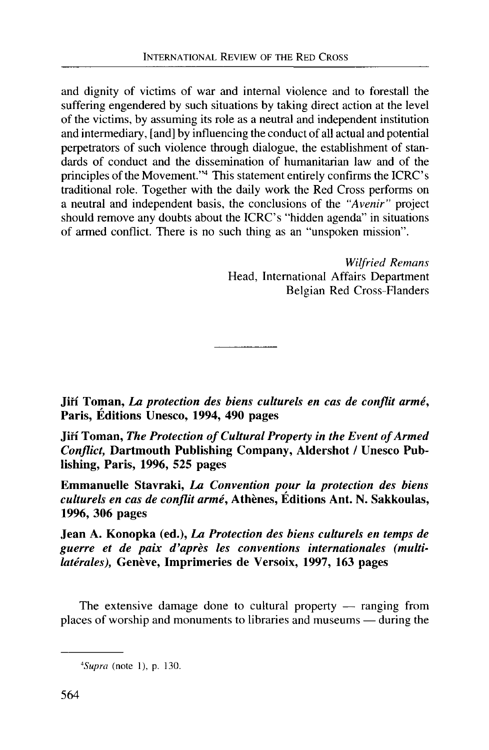and dignity of victims of war and internal violence and to forestall the suffering engendered by such situations by taking direct action at the level of the victims, by assuming its role as a neutral and independent institution and intermediary, [and] by influencing the conduct of all actual and potential perpetrators of such violence through dialogue, the establishment of standards of conduct and the dissemination of humanitarian law and of the principles of the Movement."[4] This statement entirely confirms the ICRC's traditional role. Together with the daily work the Red Cross performs on a neutral and independent basis, the conclusions of the *"Avenir"* project should remove any doubts about the ICRC's "hidden agenda" in situations of armed conflict. There is no such thing as an "unspoken mission".

*Wilfried Remans*
Head, International Affairs Department
Belgian Red Cross-Flanders

---

**Jiří Toman, *La protection des biens culturels en cas de conflit armé*, Paris, Éditions Unesco, 1994, 490 pages**

**Jiří Toman, *The Protection of Cultural Property in the Event of Armed Conflict*, Dartmouth Publishing Company, Aldershot / Unesco Publishing, Paris, 1996, 525 pages**

**Emmanuelle Stavraki, *La Convention pour la protection des biens culturels en cas de conflit armé*, Athènes, Éditions Ant. N. Sakkoulas, 1996, 306 pages**

**Jean A. Konopka (ed.), *La Protection des biens culturels en temps de guerre et de paix d'après les conventions internationales (multilatérales)*, Genève, Imprimeries de Versoix, 1997, 163 pages**

The extensive damage done to cultural property — ranging from places of worship and monuments to libraries and museums — during the

---

[4] *Supra* (note 1), p. 130.